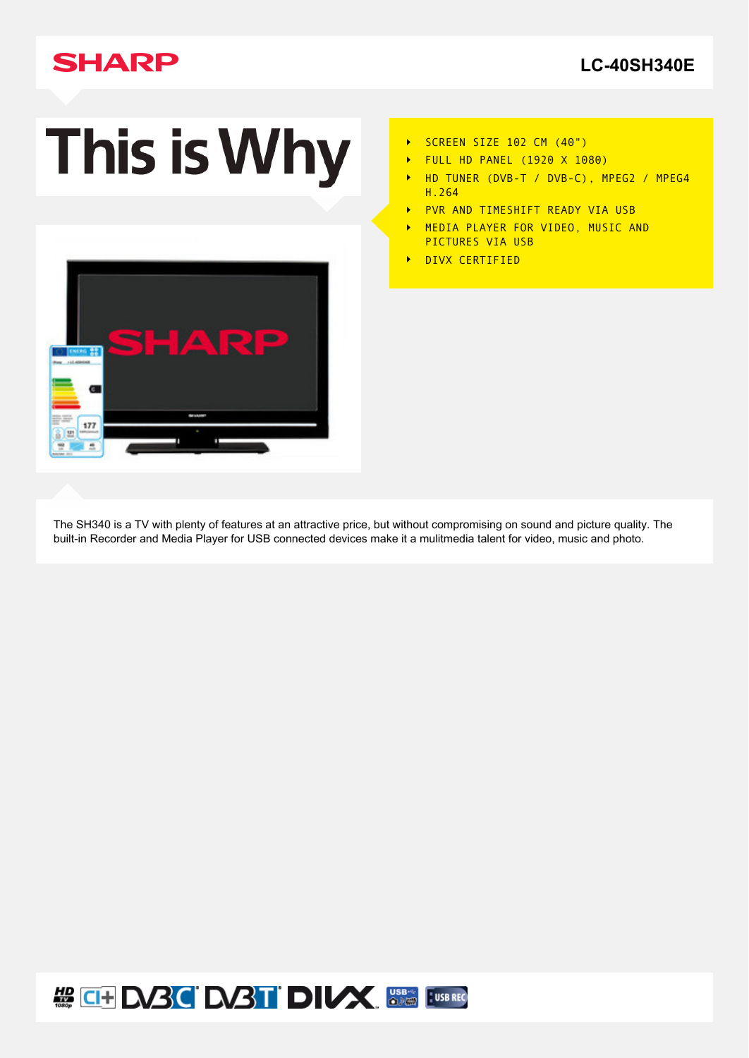SHARP

LC-40SH340E

# This is Why

- SCREEN SIZE 102 CM (40")
- FULL HD PANEL (1920 X 1080)
- HD TUNER (DVB-T / DVB-C), MPEG2 / MPEG4 H.264
- PVR AND TIMESHIFT READY VIA USB
- MEDIA PLAYER FOR VIDEO, MUSIC AND PICTURES VIA USB
- DIVX CERTIFIED

The SH340 is a TV with plenty of features at an attractive price, but without compromising on sound and picture quality. The built-in Recorder and Media Player for USB connected devices make it a mulitmedia talent for video, music and photo.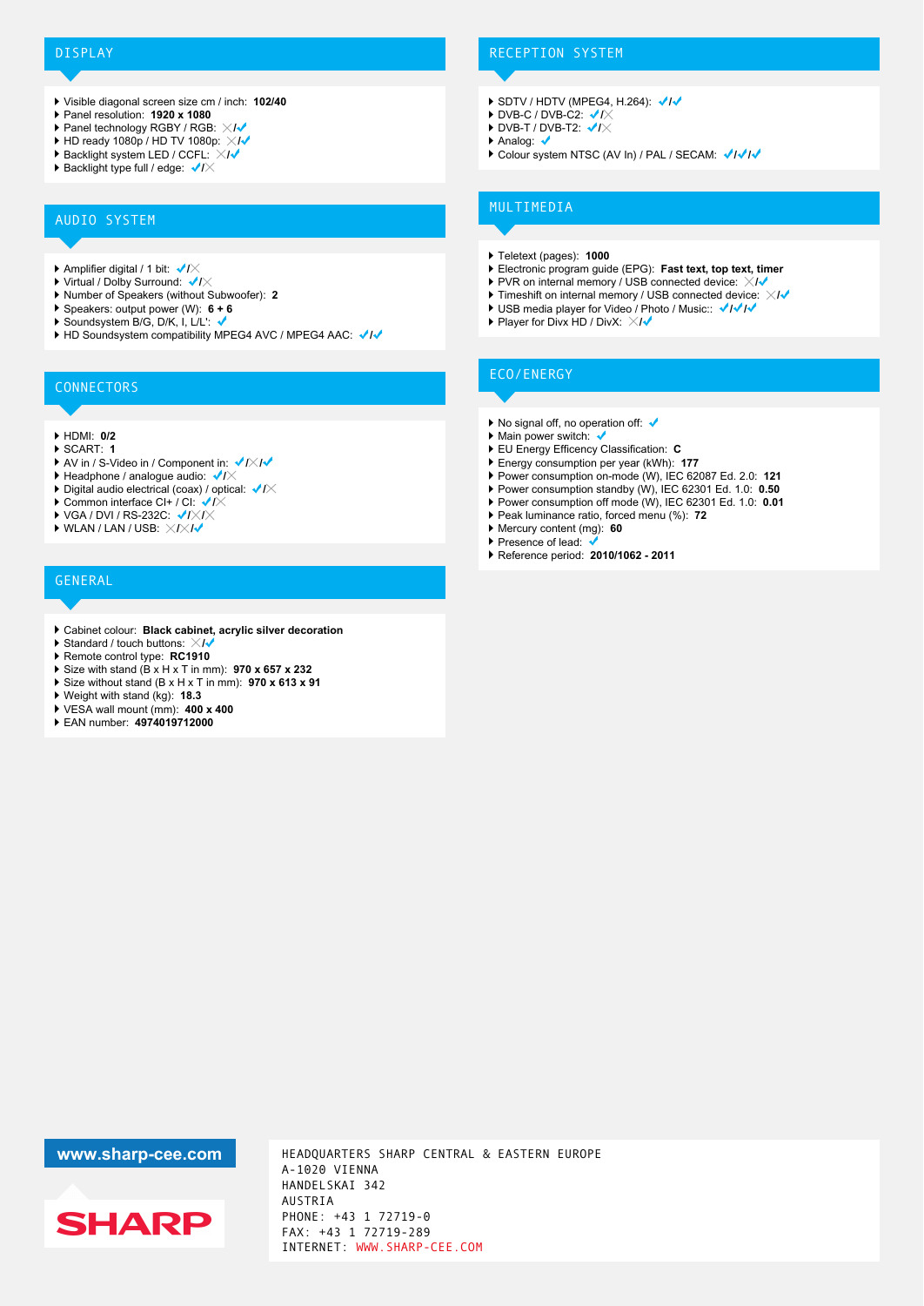## DISPLAY

- Visible diagonal screen size cm / inch: **102/40**
- Panel resolution: **1920 x 1080**
- Panel technology RGBY / RGB: ✗/✓
- HD ready 1080p / HD TV 1080p: ✗/✓
- Backlight system LED / CCFL: ✗/✓
- Backlight type full / edge: ✓/✗

## AUDIO SYSTEM

- Amplifier digital / 1 bit: ✓/✗
- Virtual / Dolby Surround: ✓/✗
- Number of Speakers (without Subwoofer): **2**
- Speakers: output power (W): **6 + 6**
- Soundsystem B/G, D/K, I, L/L': ✓
- HD Soundsystem compatibility MPEG4 AVC / MPEG4 AAC: ✓/✓

## CONNECTORS

- HDMI: **0/2**
- SCART: **1**
- AV in / S-Video in / Component in: ✓/✗/✓
- Headphone / analogue audio: ✓/✗
- Digital audio electrical (coax) / optical: ✓/✗
- Common interface CI+ / CI: ✓/✗
- VGA / DVI / RS-232C: ✓/✗/✗
- WLAN / LAN / USB: ✗/✗/✓

## GENERAL

- Cabinet colour: **Black cabinet, acrylic silver decoration**
- Standard / touch buttons: ✗/✓
- Remote control type: **RC1910**
- Size with stand (B x H x T in mm): **970 x 657 x 232**
- Size without stand (B x H x T in mm): **970 x 613 x 91**
- Weight with stand (kg): **18.3**
- VESA wall mount (mm): **400 x 400**
- EAN number: **4974019712000**

## RECEPTION SYSTEM

- SDTV / HDTV (MPEG4, H.264): ✓/✓
- DVB-C / DVB-C2: ✓/✗
- DVB-T / DVB-T2: ✓/✗
- Analog: ✓
- Colour system NTSC (AV In) / PAL / SECAM: ✓/✓/✓

## MULTIMEDIA

- Teletext (pages): **1000**
- Electronic program guide (EPG): **Fast text, top text, timer**
- PVR on internal memory / USB connected device: ✗/✓
- Timeshift on internal memory / USB connected device: ✗/✓
- USB media player for Video / Photo / Music:: ✓/✓/✓
- Player for Divx HD / DivX: ✗/✓

## ECO/ENERGY

- No signal off, no operation off: ✓
- Main power switch: ✓
- EU Energy Efficency Classification: **C**
- Energy consumption per year (kWh): **177**
- Power consumption on-mode (W), IEC 62087 Ed. 2.0: **121**
- Power consumption standby (W), IEC 62301 Ed. 1.0: **0.50**
- Power consumption off mode (W), IEC 62301 Ed. 1.0: **0.01**
- Peak luminance ratio, forced menu (%): **72**
- Mercury content (mg): **60**
- Presence of lead: ✓
- Reference period: **2010/1062 - 2011**

**www.sharp-cee.com**

SHARP

HEADQUARTERS SHARP CENTRAL & EASTERN EUROPE
A-1020 VIENNA
HANDELSKAI 342
AUSTRIA
PHONE: +43 1 72719-0
FAX: +43 1 72719-289
INTERNET: WWW.SHARP-CEE.COM